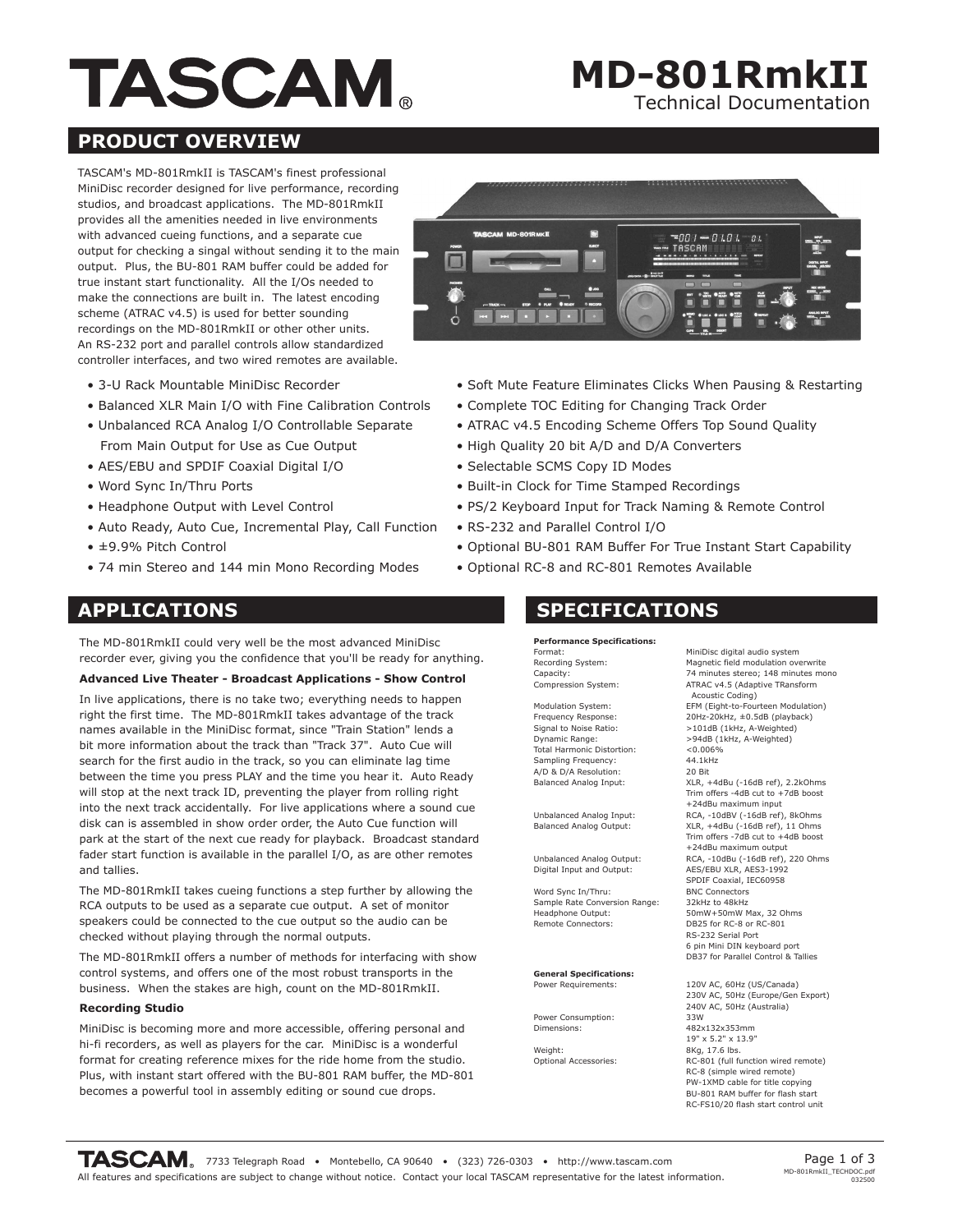# TASCAM®

# MD-801RmkII
Technical Documentation

## PRODUCT OVERVIEW

TASCAM's MD-801RmkII is TASCAM's finest professional MiniDisc recorder designed for live performance, recording studios, and broadcast applications. The MD-801RmkII provides all the amenities needed in live environments with advanced cueing functions, and a separate cue output for checking a singal without sending it to the main output. Plus, the BU-801 RAM buffer could be added for true instant start functionality. All the I/Os needed to make the connections are built in. The latest encoding scheme (ATRAC v4.5) is used for better sounding recordings on the MD-801RmkII or other other units. An RS-232 port and parallel controls allow standardized controller interfaces, and two wired remotes are available.

- 3-U Rack Mountable MiniDisc Recorder
- Balanced XLR Main I/O with Fine Calibration Controls
- Unbalanced RCA Analog I/O Controllable Separate From Main Output for Use as Cue Output
- AES/EBU and SPDIF Coaxial Digital I/O
- Word Sync In/Thru Ports
- Headphone Output with Level Control
- Auto Ready, Auto Cue, Incremental Play, Call Function
- ±9.9% Pitch Control
- 74 min Stereo and 144 min Mono Recording Modes
- Soft Mute Feature Eliminates Clicks When Pausing & Restarting
- Complete TOC Editing for Changing Track Order
- ATRAC v4.5 Encoding Scheme Offers Top Sound Quality
- High Quality 20 bit A/D and D/A Converters
- Selectable SCMS Copy ID Modes
- Built-in Clock for Time Stamped Recordings
- PS/2 Keyboard Input for Track Naming & Remote Control
- RS-232 and Parallel Control I/O
- Optional BU-801 RAM Buffer For True Instant Start Capability
- Optional RC-8 and RC-801 Remotes Available

## APPLICATIONS

The MD-801RmkII could very well be the most advanced MiniDisc recorder ever, giving you the confidence that you'll be ready for anything.

**Advanced Live Theater - Broadcast Applications - Show Control**

In live applications, there is no take two; everything needs to happen right the first time. The MD-801RmkII takes advantage of the track names available in the MiniDisc format, since "Train Station" lends a bit more information about the track than "Track 37". Auto Cue will search for the first audio in the track, so you can eliminate lag time between the time you press PLAY and the time you hear it. Auto Ready will stop at the next track ID, preventing the player from rolling right into the next track accidentally. For live applications where a sound cue disk can is assembled in show order order, the Auto Cue function will park at the start of the next cue ready for playback. Broadcast standard fader start function is available in the parallel I/O, as are other remotes and tallies.

The MD-801RmkII takes cueing functions a step further by allowing the RCA outputs to be used as a separate cue output. A set of monitor speakers could be connected to the cue output so the audio can be checked without playing through the normal outputs.

The MD-801RmkII offers a number of methods for interfacing with show control systems, and offers one of the most robust transports in the business. When the stakes are high, count on the MD-801RmkII.

**Recording Studio**

MiniDisc is becoming more and more accessible, offering personal and hi-fi recorders, as well as players for the car. MiniDisc is a wonderful format for creating reference mixes for the ride home from the studio. Plus, with instant start offered with the BU-801 RAM buffer, the MD-801 becomes a powerful tool in assembly editing or sound cue drops.

## SPECIFICATIONS

**Performance Specifications:**

| | |
|---|---|
| Format: | MiniDisc digital audio system |
| Recording System: | Magnetic field modulation overwrite |
| Capacity: | 74 minutes stereo; 148 minutes mono |
| Compression System: | ATRAC v4.5 (Adaptive TRansform Acoustic Coding) |
| Modulation System: | EFM (Eight-to-Fourteen Modulation) |
| Frequency Response: | 20Hz-20kHz, ±0.5dB (playback) |
| Signal to Noise Ratio: | >101dB (1kHz, A-Weighted) |
| Dynamic Range: | >94dB (1kHz, A-Weighted) |
| Total Harmonic Distortion: | <0.006% |
| Sampling Frequency: | 44.1kHz |
| A/D & D/A Resolution: | 20 Bit |
| Balanced Analog Input: | XLR, +4dBu (-16dB ref), 2.2kOhms<br>Trim offers -4dB cut to +7dB boost<br>+24dBu maximum input |
| Unbalanced Analog Input: | RCA, -10dBV (-16dB ref), 8kOhms |
| Balanced Analog Output: | XLR, +4dBu (-16dB ref), 11 Ohms<br>Trim offers -7dB cut to +4dB boost<br>+24dBu maximum output |
| Unbalanced Analog Output: | RCA, -10dBu (-16dB ref), 220 Ohms |
| Digital Input and Output: | AES/EBU XLR, AES3-1992<br>SPDIF Coaxial, IEC60958 |
| Word Sync In/Thru: | BNC Connectors |
| Sample Rate Conversion Range: | 32kHz to 48kHz |
| Headphone Output: | 50mW+50mW Max, 32 Ohms |
| Remote Connectors: | DB25 for RC-8 or RC-801<br>RS-232 Serial Port<br>6 pin Mini DIN keyboard port<br>DB37 for Parallel Control & Tallies |

**General Specifications:**

| | |
|---|---|
| Power Requirements: | 120V AC, 60Hz (US/Canada)<br>230V AC, 50Hz (Europe/Gen Export)<br>240V AC, 50Hz (Australia) |
| Power Consumption: | 33W |
| Dimensions: | 482x132x353mm<br>19" x 5.2" x 13.9" |
| Weight: | 8Kg, 17.6 lbs. |
| Optional Accessories: | RC-801 (full function wired remote)<br>RC-8 (simple wired remote)<br>PW-1XMD cable for title copying<br>BU-801 RAM buffer for flash start<br>RC-FS10/20 flash start control unit |

TASCAM® 7733 Telegraph Road • Montebello, CA 90640 • (323) 726-0303 • http://www.tascam.com
All features and specifications are subject to change without notice. Contact your local TASCAM representative for the latest information.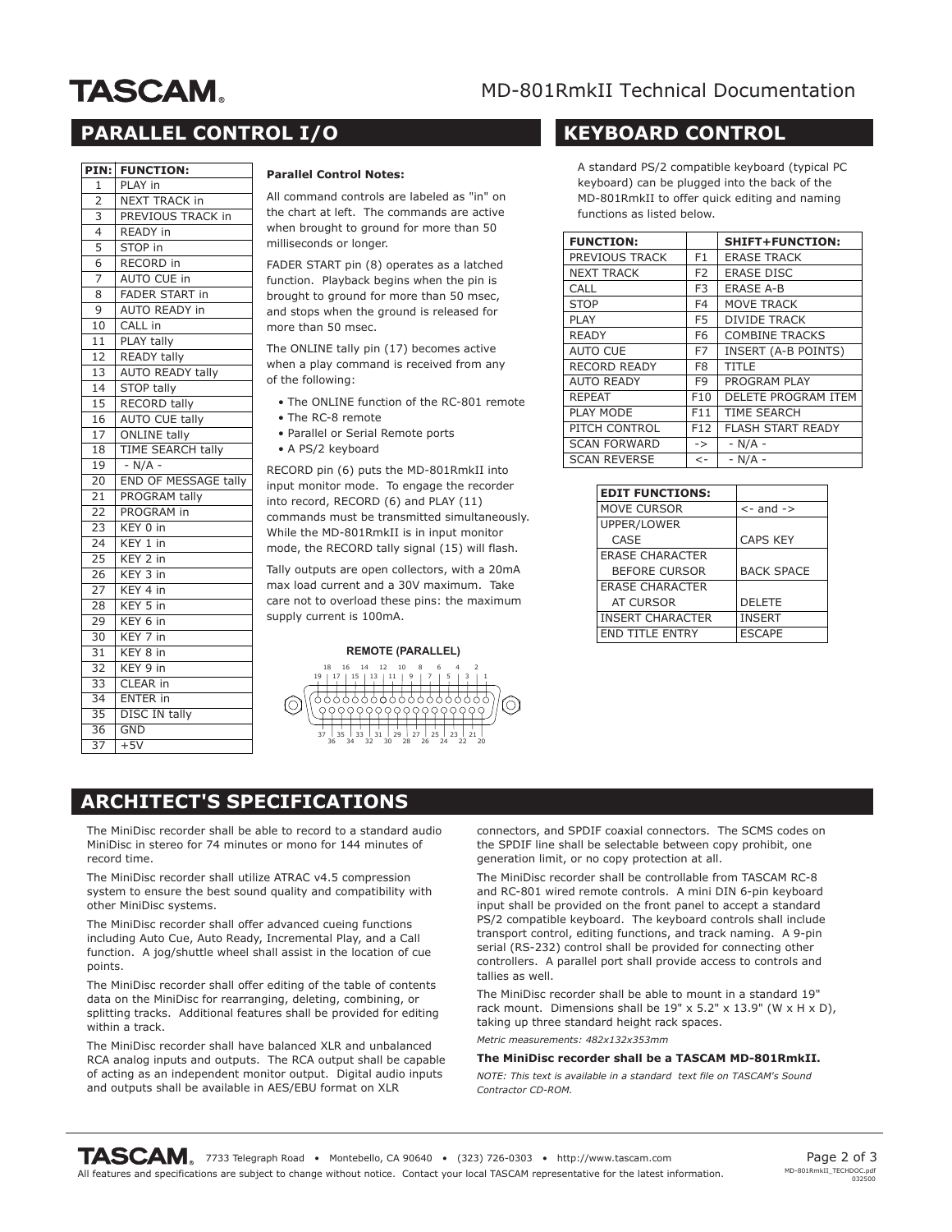## PARALLEL CONTROL I/O

| PIN: | FUNCTION: |
|---|---|
| 1 | PLAY in |
| 2 | NEXT TRACK in |
| 3 | PREVIOUS TRACK in |
| 4 | READY in |
| 5 | STOP in |
| 6 | RECORD in |
| 7 | AUTO CUE in |
| 8 | FADER START in |
| 9 | AUTO READY in |
| 10 | CALL in |
| 11 | PLAY tally |
| 12 | READY tally |
| 13 | AUTO READY tally |
| 14 | STOP tally |
| 15 | RECORD tally |
| 16 | AUTO CUE tally |
| 17 | ONLINE tally |
| 18 | TIME SEARCH tally |
| 19 | - N/A - |
| 20 | END OF MESSAGE tally |
| 21 | PROGRAM tally |
| 22 | PROGRAM in |
| 23 | KEY 0 in |
| 24 | KEY 1 in |
| 25 | KEY 2 in |
| 26 | KEY 3 in |
| 27 | KEY 4 in |
| 28 | KEY 5 in |
| 29 | KEY 6 in |
| 30 | KEY 7 in |
| 31 | KEY 8 in |
| 32 | KEY 9 in |
| 33 | CLEAR in |
| 34 | ENTER in |
| 35 | DISC IN tally |
| 36 | GND |
| 37 | +5V |

**Parallel Control Notes:**

All command controls are labeled as "in" on the chart at left. The commands are active when brought to ground for more than 50 milliseconds or longer.

FADER START pin (8) operates as a latched function. Playback begins when the pin is brought to ground for more than 50 msec, and stops when the ground is released for more than 50 msec.

The ONLINE tally pin (17) becomes active when a play command is received from any of the following:

- The ONLINE function of the RC-801 remote
- The RC-8 remote
- Parallel or Serial Remote ports
- A PS/2 keyboard

RECORD pin (6) puts the MD-801RmkII into input monitor mode. To engage the recorder into record, RECORD (6) and PLAY (11) commands must be transmitted simultaneously. While the MD-801RmkII is in input monitor mode, the RECORD tally signal (15) will flash.

Tally outputs are open collectors, with a 20mA max load current and a 30V maximum. Take care not to overload these pins: the maximum supply current is 100mA.

**REMOTE (PARALLEL)**

18 16 14 12 10 8 6 4 2
19 17 15 13 11 9 7 5 3 1

37 35 33 31 29 27 25 23 21
36 34 32 30 28 26 24 22 20

## KEYBOARD CONTROL

A standard PS/2 compatible keyboard (typical PC keyboard) can be plugged into the back of the MD-801RmkII to offer quick editing and naming functions as listed below.

| FUNCTION: | | SHIFT+FUNCTION: |
|---|---|---|
| PREVIOUS TRACK | F1 | ERASE TRACK |
| NEXT TRACK | F2 | ERASE DISC |
| CALL | F3 | ERASE A-B |
| STOP | F4 | MOVE TRACK |
| PLAY | F5 | DIVIDE TRACK |
| READY | F6 | COMBINE TRACKS |
| AUTO CUE | F7 | INSERT (A-B POINTS) |
| RECORD READY | F8 | TITLE |
| AUTO READY | F9 | PROGRAM PLAY |
| REPEAT | F10 | DELETE PROGRAM ITEM |
| PLAY MODE | F11 | TIME SEARCH |
| PITCH CONTROL | F12 | FLASH START READY |
| SCAN FORWARD | -> | - N/A - |
| SCAN REVERSE | <- | - N/A - |

| EDIT FUNCTIONS: | |
|---|---|
| MOVE CURSOR | <- and -> |
| UPPER/LOWER CASE | CAPS KEY |
| ERASE CHARACTER BEFORE CURSOR | BACK SPACE |
| ERASE CHARACTER AT CURSOR | DELETE |
| INSERT CHARACTER | INSERT |
| END TITLE ENTRY | ESCAPE |

## ARCHITECT'S SPECIFICATIONS

The MiniDisc recorder shall be able to record to a standard audio MiniDisc in stereo for 74 minutes or mono for 144 minutes of record time.

The MiniDisc recorder shall utilize ATRAC v4.5 compression system to ensure the best sound quality and compatibility with other MiniDisc systems.

The MiniDisc recorder shall offer advanced cueing functions including Auto Cue, Auto Ready, Incremental Play, and a Call function. A jog/shuttle wheel shall assist in the location of cue points.

The MiniDisc recorder shall offer editing of the table of contents data on the MiniDisc for rearranging, deleting, combining, or splitting tracks. Additional features shall be provided for editing within a track.

The MiniDisc recorder shall have balanced XLR and unbalanced RCA analog inputs and outputs. The RCA output shall be capable of acting as an independent monitor output. Digital audio inputs and outputs shall be available in AES/EBU format on XLR connectors, and SPDIF coaxial connectors. The SCMS codes on the SPDIF line shall be selectable between copy prohibit, one generation limit, or no copy protection at all.

The MiniDisc recorder shall be controllable from TASCAM RC-8 and RC-801 wired remote controls. A mini DIN 6-pin keyboard input shall be provided on the front panel to accept a standard PS/2 compatible keyboard. The keyboard controls shall include transport control, editing functions, and track naming. A 9-pin serial (RS-232) control shall be provided for connecting other controllers. A parallel port shall provide access to controls and tallies as well.

The MiniDisc recorder shall be able to mount in a standard 19" rack mount. Dimensions shall be 19" x 5.2" x 13.9" (W x H x D), taking up three standard height rack spaces.

*Metric measurements: 482x132x353mm*

**The MiniDisc recorder shall be a TASCAM MD-801RmkII.**

*NOTE: This text is available in a standard text file on TASCAM's Sound Contractor CD-ROM.*

TASCAM. 7733 Telegraph Road • Montebello, CA 90640 • (323) 726-0303 • http://www.tascam.com

All features and specifications are subject to change without notice. Contact your local TASCAM representative for the latest information.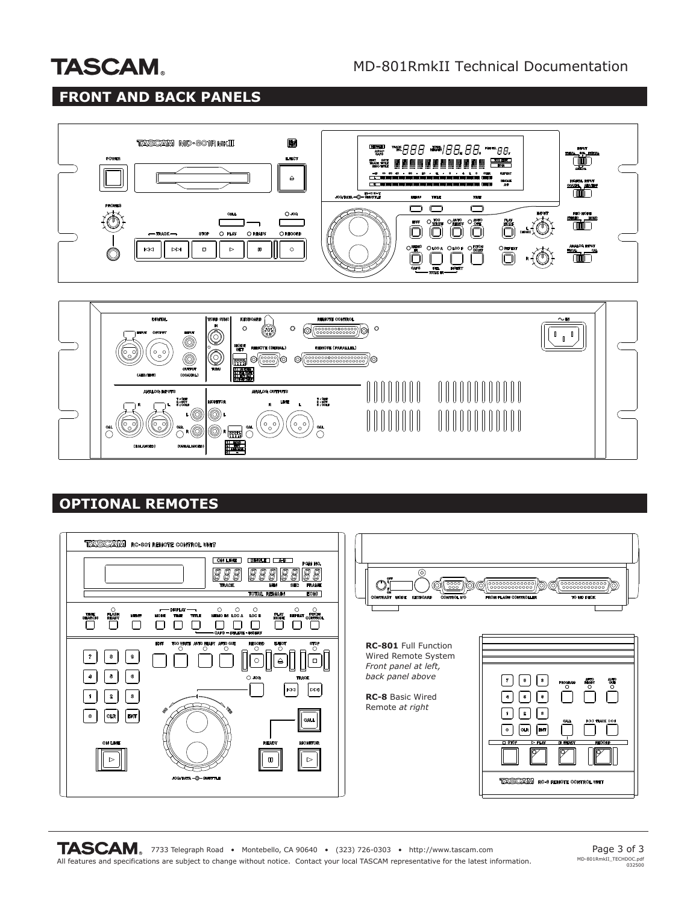## FRONT AND BACK PANELS

## OPTIONAL REMOTES

**RC-801** Full Function Wired Remote System *Front panel at left, back panel above*

**RC-8** Basic Wired Remote *at right*

7733 Telegraph Road • Montebello, CA 90640 • (323) 726-0303 • http://www.tascam.com

All features and specifications are subject to change without notice. Contact your local TASCAM representative for the latest information.

MD-801RmkII_TECHDOC.pdf
032500